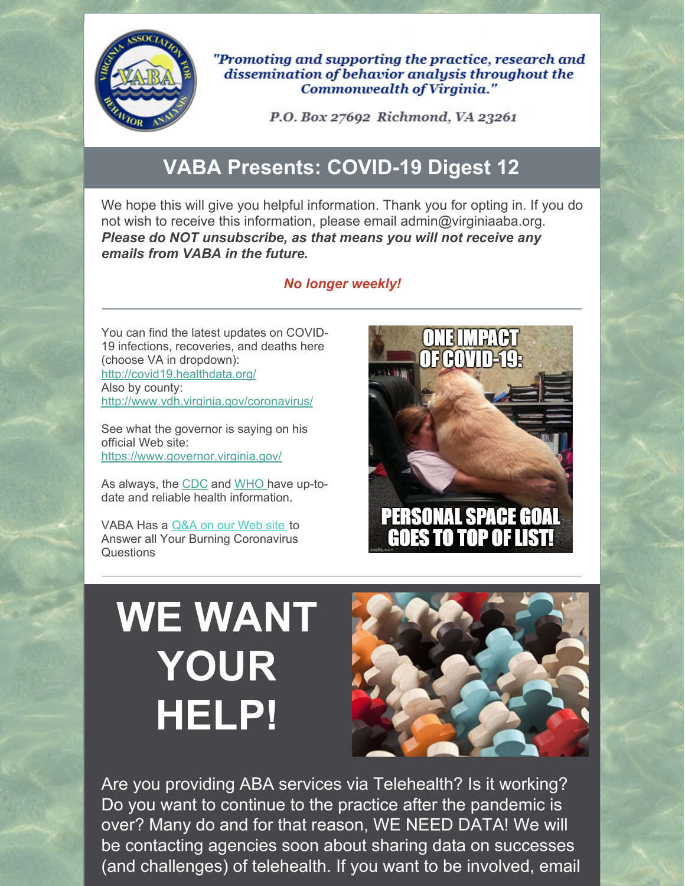"Promoting and supporting the practice, research and dissemination of behavior analysis throughout the Commonwealth of Virginia."

P.O. Box 27692 Richmond, VA 23261

## VABA Presents: COVID-19 Digest 12

We hope this will give you helpful information. Thank you for opting in. If you do not wish to receive this information, please email admin@virginiaaba.org. ***Please do NOT unsubscribe, as that means you will not receive any emails from VABA in the future.***

***No longer weekly!***

---

You can find the latest updates on COVID-19 infections, recoveries, and deaths here (choose VA in dropdown): http://covid19.healthdata.org/
Also by county: http://www.vdh.virginia.gov/coronavirus/

See what the governor is saying on his official Web site: https://www.governor.virginia.gov/

As always, the CDC and WHO have up-to-date and reliable health information.

VABA Has a Q&A on our Web site to Answer all Your Burning Coronavirus Questions

---

# WE WANT YOUR HELP!

Are you providing ABA services via Telehealth? Is it working? Do you want to continue to the practice after the pandemic is over? Many do and for that reason, WE NEED DATA! We will be contacting agencies soon about sharing data on successes (and challenges) of telehealth. If you want to be involved, email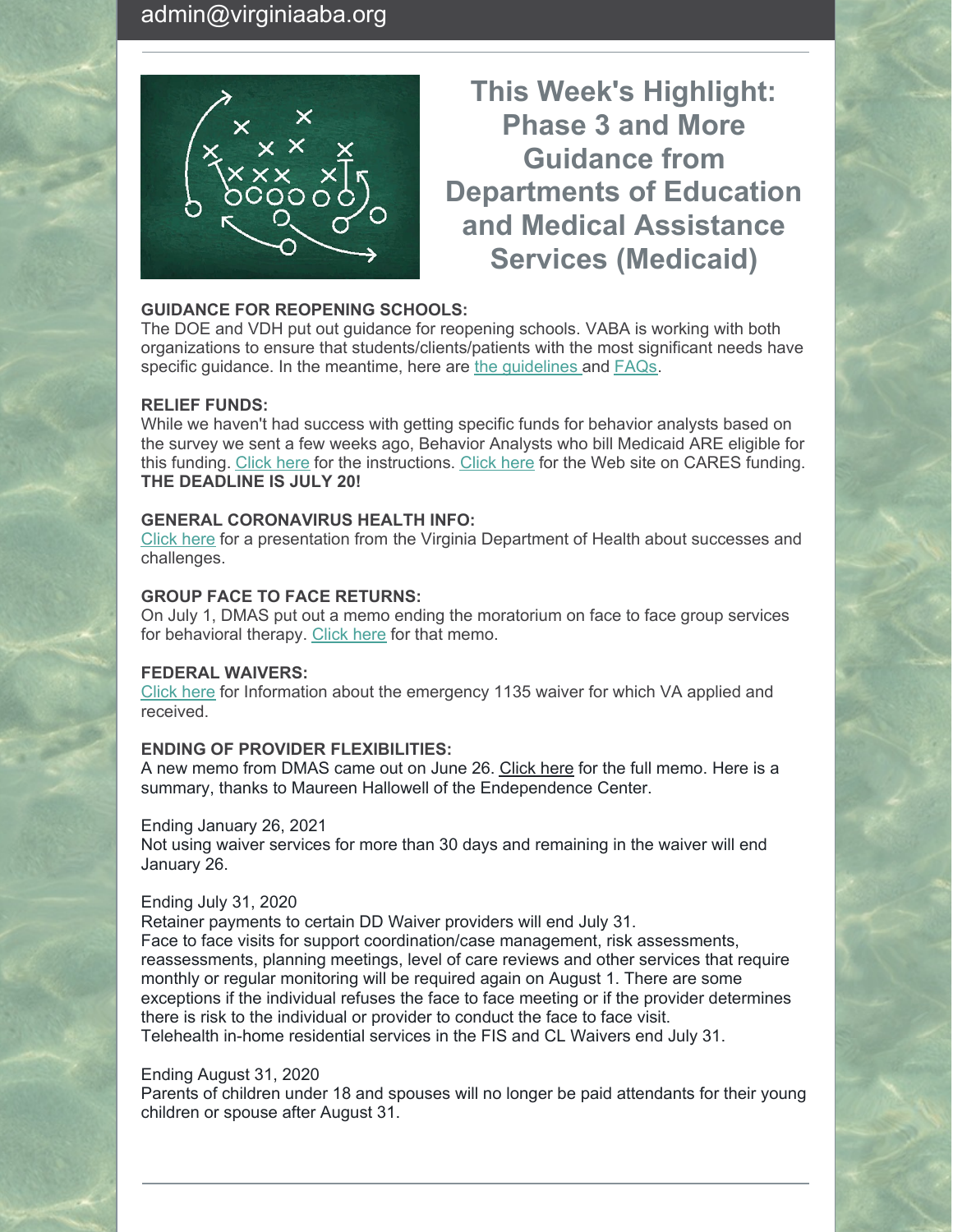admin@virginiaaba.org

## This Week's Highlight: Phase 3 and More Guidance from Departments of Education and Medical Assistance Services (Medicaid)

**GUIDANCE FOR REOPENING SCHOOLS:**
The DOE and VDH put out guidance for reopening schools. VABA is working with both organizations to ensure that students/clients/patients with the most significant needs have specific guidance. In the meantime, here are the guidelines and FAQs.

**RELIEF FUNDS:**
While we haven't had success with getting specific funds for behavior analysts based on the survey we sent a few weeks ago, Behavior Analysts who bill Medicaid ARE eligible for this funding. Click here for the instructions. Click here for the Web site on CARES funding. **THE DEADLINE IS JULY 20!**

**GENERAL CORONAVIRUS HEALTH INFO:**
Click here for a presentation from the Virginia Department of Health about successes and challenges.

**GROUP FACE TO FACE RETURNS:**
On July 1, DMAS put out a memo ending the moratorium on face to face group services for behavioral therapy. Click here for that memo.

**FEDERAL WAIVERS:**
Click here for Information about the emergency 1135 waiver for which VA applied and received.

**ENDING OF PROVIDER FLEXIBILITIES:**
A new memo from DMAS came out on June 26. Click here for the full memo. Here is a summary, thanks to Maureen Hallowell of the Endependence Center.

Ending January 26, 2021
Not using waiver services for more than 30 days and remaining in the waiver will end January 26.

Ending July 31, 2020
Retainer payments to certain DD Waiver providers will end July 31.
Face to face visits for support coordination/case management, risk assessments, reassessments, planning meetings, level of care reviews and other services that require monthly or regular monitoring will be required again on August 1. There are some exceptions if the individual refuses the face to face meeting or if the provider determines there is risk to the individual or provider to conduct the face to face visit.
Telehealth in-home residential services in the FIS and CL Waivers end July 31.

Ending August 31, 2020
Parents of children under 18 and spouses will no longer be paid attendants for their young children or spouse after August 31.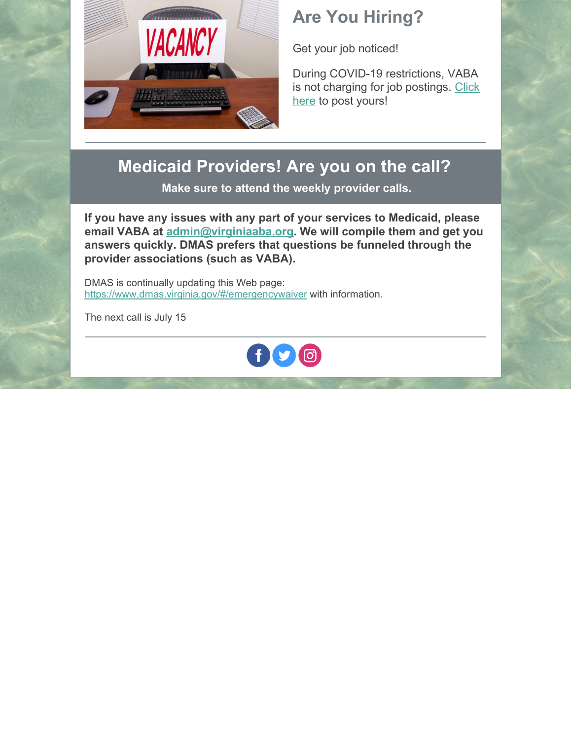## Are You Hiring?

Get your job noticed!

During COVID-19 restrictions, VABA is not charging for job postings. Click here to post yours!

---

## Medicaid Providers! Are you on the call?

**Make sure to attend the weekly provider calls.**

**If you have any issues with any part of your services to Medicaid, please email VABA at admin@virginiaaba.org. We will compile them and get you answers quickly. DMAS prefers that questions be funneled through the provider associations (such as VABA).**

DMAS is continually updating this Web page: https://www.dmas.virginia.gov/#/emergencywaiver with information.

The next call is July 15

---